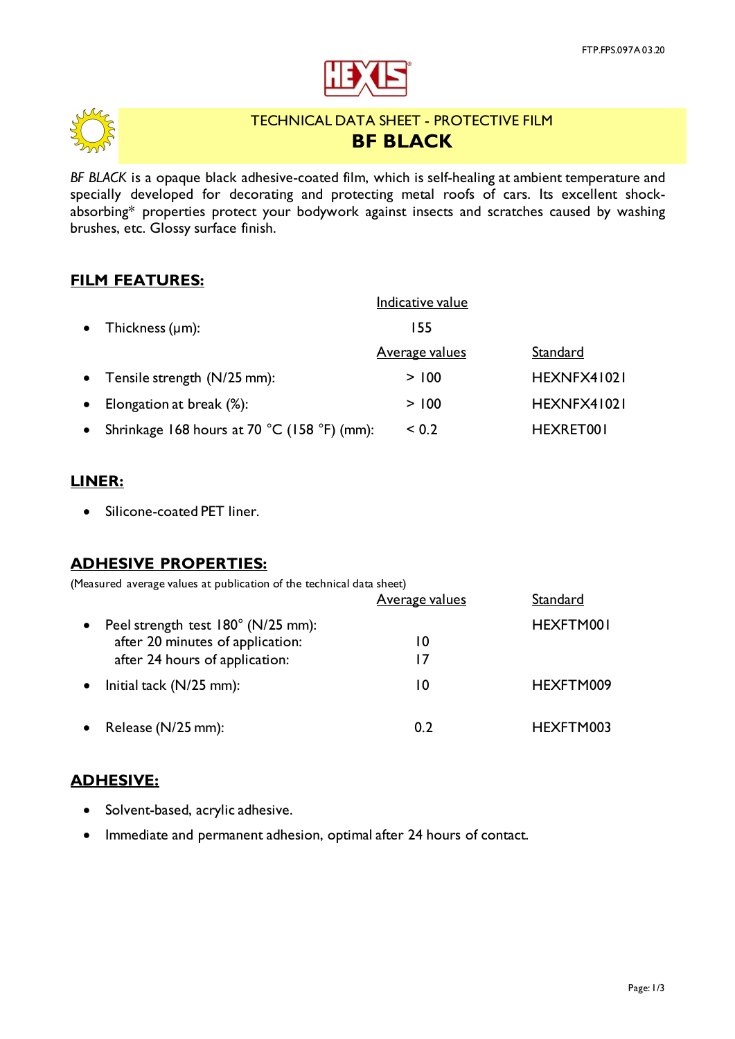# TECHNICAL DATA SHEET - PROTECTIVE FILM

# BF BLACK

*BF BLACK* is a opaque black adhesive-coated film, which is self-healing at ambient temperature and specially developed for decorating and protecting metal roofs of cars. Its excellent shock-absorbing* properties protect your bodywork against insects and scratches caused by washing brushes, etc. Glossy surface finish.

## FILM FEATURES:

| | Indicative value | |
|---|---|---|
| Thickness (µm): | 155 | |
| | **Average values** | **Standard** |
| Tensile strength (N/25 mm): | > 100 | HEXNFX41021 |
| Elongation at break (%): | > 100 | HEXNFX41021 |
| Shrinkage 168 hours at 70 °C (158 °F) (mm): | < 0.2 | HEXRET001 |

## LINER:

- Silicone-coated PET liner.

## ADHESIVE PROPERTIES:

(Measured average values at publication of the technical data sheet)

| | Average values | Standard |
|---|---|---|
| Peel strength test 180° (N/25 mm): | | HEXFTM001 |
| after 20 minutes of application: | 10 | |
| after 24 hours of application: | 17 | |
| Initial tack (N/25 mm): | 10 | HEXFTM009 |
| Release (N/25 mm): | 0.2 | HEXFTM003 |

## ADHESIVE:

- Solvent-based, acrylic adhesive.
- Immediate and permanent adhesion, optimal after 24 hours of contact.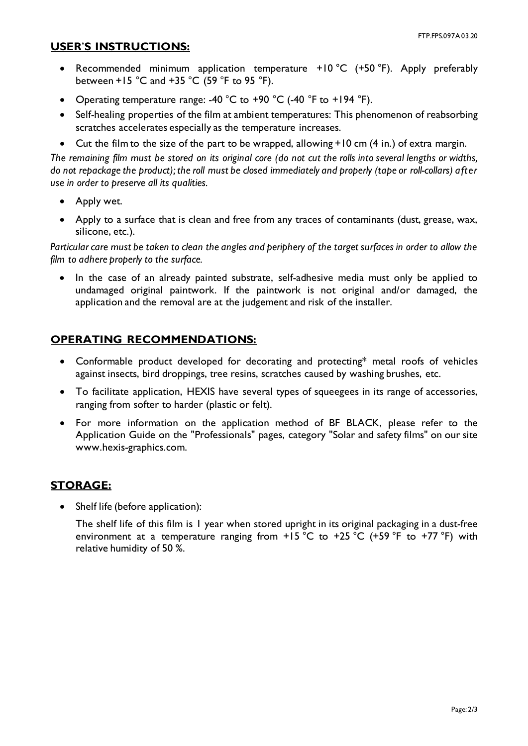## USER'S INSTRUCTIONS:

- Recommended minimum application temperature +10 °C (+50 °F). Apply preferably between +15 °C and +35 °C (59 °F to 95 °F).
- Operating temperature range: -40 °C to +90 °C (-40 °F to +194 °F).
- Self-healing properties of the film at ambient temperatures: This phenomenon of reabsorbing scratches accelerates especially as the temperature increases.
- Cut the film to the size of the part to be wrapped, allowing +10 cm (4 in.) of extra margin.

*The remaining film must be stored on its original core (do not cut the rolls into several lengths or widths, do not repackage the product); the roll must be closed immediately and properly (tape or roll-collars) after use in order to preserve all its qualities.*

- Apply wet.
- Apply to a surface that is clean and free from any traces of contaminants (dust, grease, wax, silicone, etc.).

*Particular care must be taken to clean the angles and periphery of the target surfaces in order to allow the film to adhere properly to the surface.*

- In the case of an already painted substrate, self-adhesive media must only be applied to undamaged original paintwork. If the paintwork is not original and/or damaged, the application and the removal are at the judgement and risk of the installer.

## OPERATING RECOMMENDATIONS:

- Conformable product developed for decorating and protecting* metal roofs of vehicles against insects, bird droppings, tree resins, scratches caused by washing brushes, etc.
- To facilitate application, HEXIS have several types of squeegees in its range of accessories, ranging from softer to harder (plastic or felt).
- For more information on the application method of BF BLACK, please refer to the Application Guide on the "Professionals" pages, category "Solar and safety films" on our site www.hexis-graphics.com.

## STORAGE:

- Shelf life (before application):

  The shelf life of this film is 1 year when stored upright in its original packaging in a dust-free environment at a temperature ranging from +15 °C to +25 °C (+59 °F to +77 °F) with relative humidity of 50 %.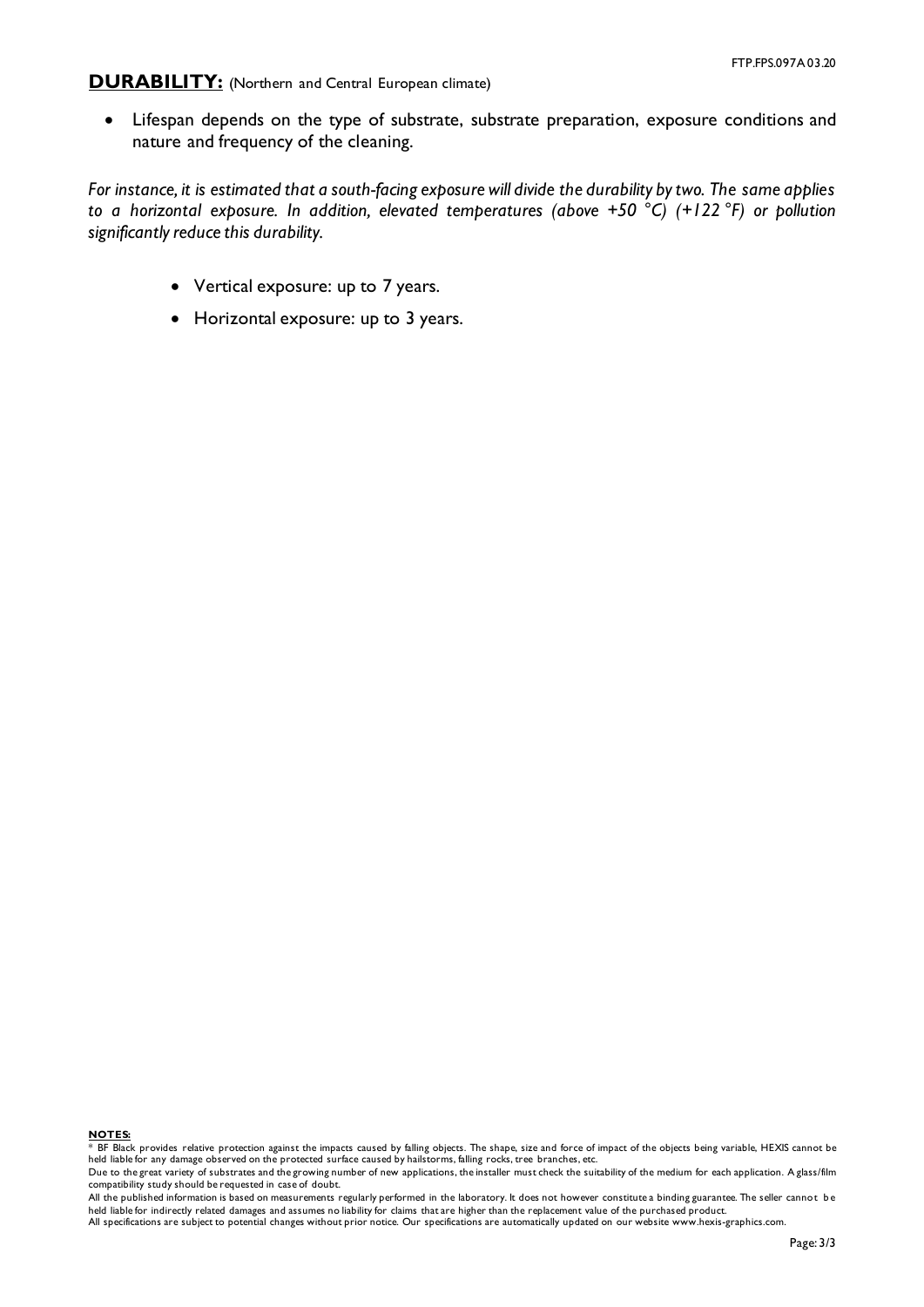**DURABILITY:** (Northern and Central European climate)

- Lifespan depends on the type of substrate, substrate preparation, exposure conditions and nature and frequency of the cleaning.

*For instance, it is estimated that a south-facing exposure will divide the durability by two. The same applies to a horizontal exposure. In addition, elevated temperatures (above +50 °C) (+122 °F) or pollution significantly reduce this durability.*

- Vertical exposure: up to 7 years.
- Horizontal exposure: up to 3 years.

**NOTES:**

* BF Black provides relative protection against the impacts caused by falling objects. The shape, size and force of impact of the objects being variable, HEXIS cannot be held liable for any damage observed on the protected surface caused by hailstorms, falling rocks, tree branches, etc.

Due to the great variety of substrates and the growing number of new applications, the installer must check the suitability of the medium for each application. A glass/film compatibility study should be requested in case of doubt.

All the published information is based on measurements regularly performed in the laboratory. It does not however constitute a binding guarantee. The seller cannot be held liable for indirectly related damages and assumes no liability for claims that are higher than the replacement value of the purchased product.

All specifications are subject to potential changes without prior notice. Our specifications are automatically updated on our website www.hexis-graphics.com.